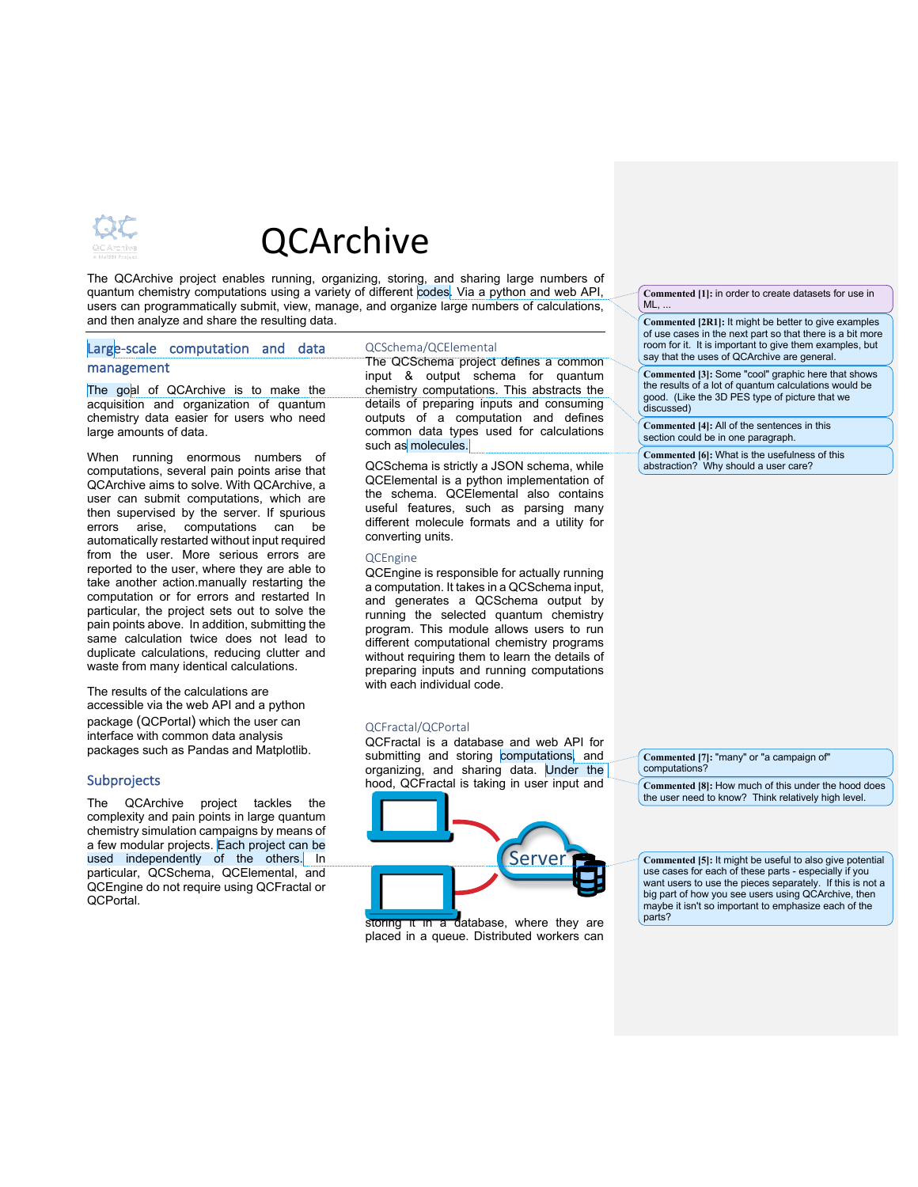# QCArchive

The QCArchive project enables running, organizing, storing, and sharing large numbers of quantum chemistry computations using a variety of different codes. Via a python and web API, users can programmatically submit, view, manage, and organize large numbers of calculations, and then analyze and share the resulting data.

## Large-scale computation and data management

The goal of QCArchive is to make the acquisition and organization of quantum chemistry data easier for users who need large amounts of data.

When running enormous numbers of computations, several pain points arise that QCArchive aims to solve. With QCArchive, a user can submit computations, which are then supervised by the server. If spurious errors arise, computations can be automatically restarted without input required from the user. More serious errors are reported to the user, where they are able to take another action.manually restarting the computation or for errors and restarted In particular, the project sets out to solve the pain points above. In addition, submitting the same calculation twice does not lead to duplicate calculations, reducing clutter and waste from many identical calculations.

The results of the calculations are accessible via the web API and a python package (QCPortal) which the user can interface with common data analysis packages such as Pandas and Matplotlib.

## Subprojects

The QCArchive project tackles the complexity and pain points in large quantum chemistry simulation campaigns by means of a few modular projects. Each project can be used independently of the others. In particular, QCSchema, QCElemental, and QCEngine do not require using QCFractal or QCPortal.

### QCSchema/QCElemental

The QCSchema project defines a common input & output schema for quantum chemistry computations. This abstracts the details of preparing inputs and consuming outputs of a computation and defines common data types used for calculations such as molecules.

QCSchema is strictly a JSON schema, while QCElemental is a python implementation of the schema. QCElemental also contains useful features, such as parsing many different molecule formats and a utility for converting units.

### QCEngine

QCEngine is responsible for actually running a computation. It takes in a QCSchema input, and generates a QCSchema output by running the selected quantum chemistry program. This module allows users to run different computational chemistry programs without requiring them to learn the details of preparing inputs and running computations with each individual code.

### QCFractal/QCPortal

QCFractal is a database and web API for submitting and storing computations, and organizing, and sharing data. Under the hood, QCFractal is taking in user input and storing it in a database, where they are placed in a queue. Distributed workers can

**Commented [1]:** in order to create datasets for use in ML, ...

**Commented [2R1]:** It might be better to give examples of use cases in the next part so that there is a bit more room for it. It is important to give them examples, but say that the uses of QCArchive are general.

**Commented [3]:** Some "cool" graphic here that shows the results of a lot of quantum calculations would be good. (Like the 3D PES type of picture that we discussed)

**Commented [4]:** All of the sentences in this section could be in one paragraph.

**Commented [6]:** What is the usefulness of this abstraction? Why should a user care?

**Commented [7]:** "many" or "a campaign of" computations?

**Commented [8]:** How much of this under the hood does the user need to know? Think relatively high level.

**Commented [5]:** It might be useful to also give potential use cases for each of these parts - especially if you want users to use the pieces separately. If this is not a big part of how you see users using QCArchive, then maybe it isn't so important to emphasize each of the parts?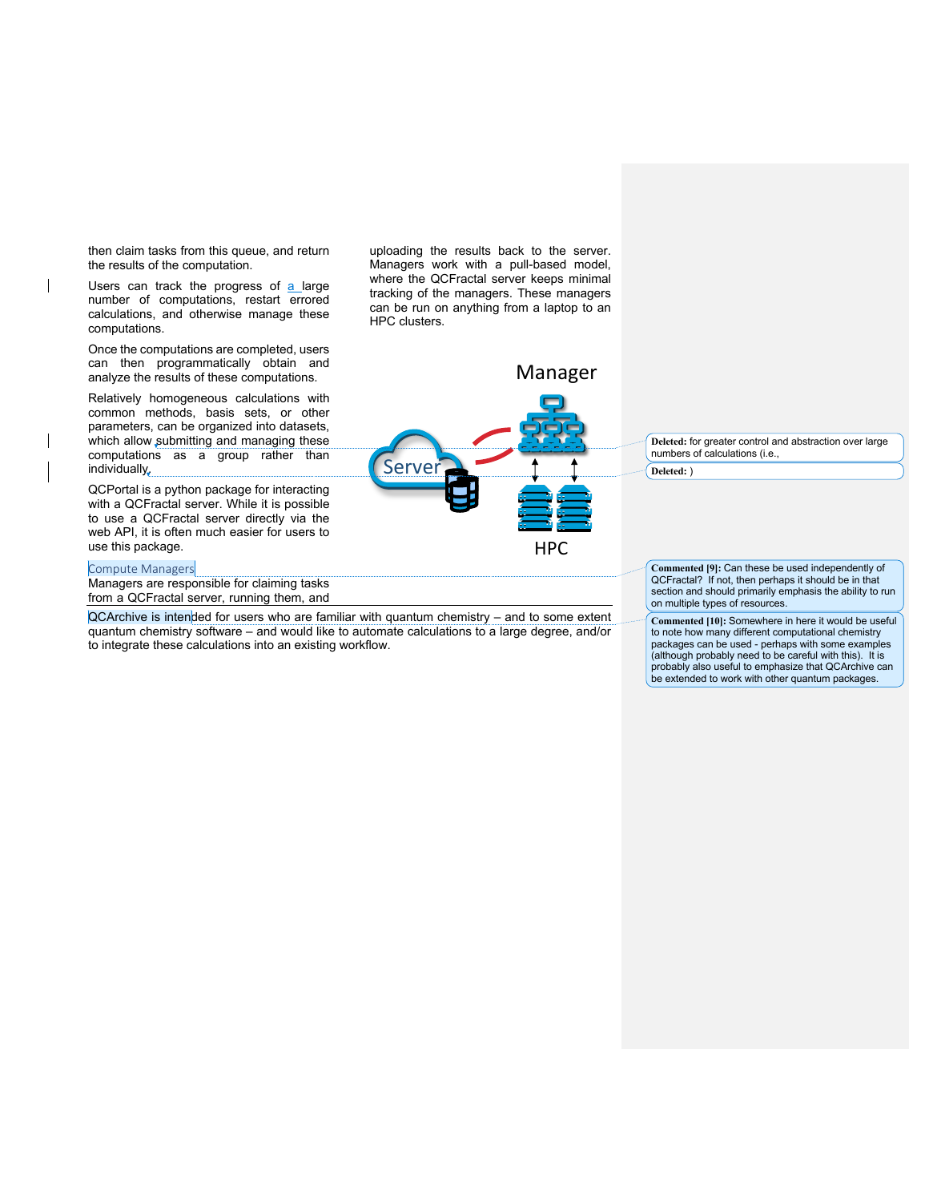then claim tasks from this queue, and return the results of the computation.

Users can track the progress of a large number of computations, restart errored calculations, and otherwise manage these computations.

Once the computations are completed, users can then programmatically obtain and analyze the results of these computations.

Relatively homogeneous calculations with common methods, basis sets, or other parameters, can be organized into datasets, which allow submitting and managing these computations as a group rather than individually.

QCPortal is a python package for interacting with a QCFractal server. While it is possible to use a QCFractal server directly via the web API, it is often much easier for users to use this package.

## Compute Managers

Managers are responsible for claiming tasks from a QCFractal server, running them, and uploading the results back to the server. Managers work with a pull-based model, where the QCFractal server keeps minimal tracking of the managers. These managers can be run on anything from a laptop to an HPC clusters.

Manager

Server

HPC

QCArchive is intended for users who are familiar with quantum chemistry – and to some extent quantum chemistry software – and would like to automate calculations to a large degree, and/or to integrate these calculations into an existing workflow.

**Deleted:** for greater control and abstraction over large numbers of calculations (i.e.,

**Deleted:** )

**Commented [9]:** Can these be used independently of QCFractal? If not, then perhaps it should be in that section and should primarily emphasis the ability to run on multiple types of resources.

**Commented [10]:** Somewhere in here it would be useful to note how many different computational chemistry packages can be used - perhaps with some examples (although probably need to be careful with this). It is probably also useful to emphasize that QCArchive can be extended to work with other quantum packages.